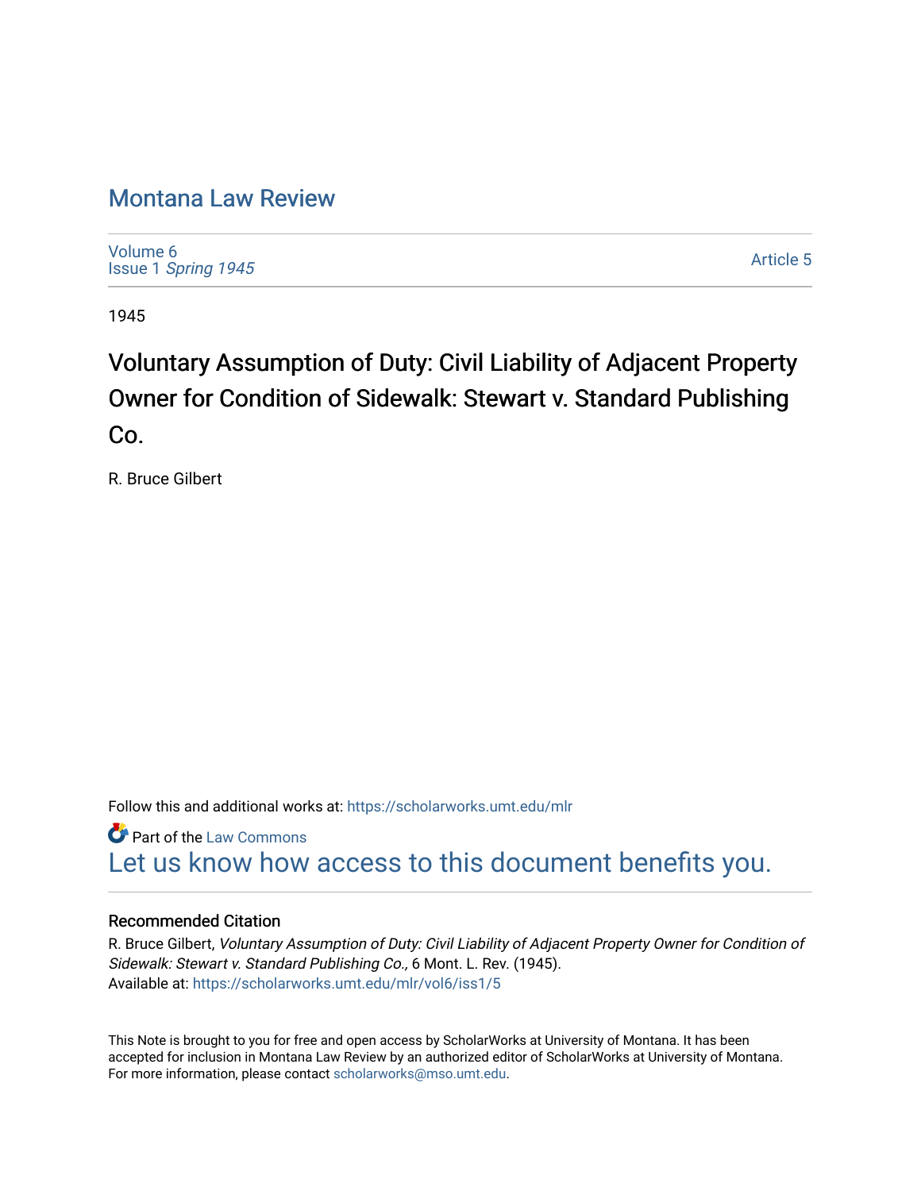# Montana Law Review

Volume 6
Issue 1 *Spring 1945*

Article 5

1945

## Voluntary Assumption of Duty: Civil Liability of Adjacent Property Owner for Condition of Sidewalk: Stewart v. Standard Publishing Co.

R. Bruce Gilbert

Follow this and additional works at: https://scholarworks.umt.edu/mlr

Part of the Law Commons

Let us know how access to this document benefits you.

### Recommended Citation

R. Bruce Gilbert, *Voluntary Assumption of Duty: Civil Liability of Adjacent Property Owner for Condition of Sidewalk: Stewart v. Standard Publishing Co.,* 6 Mont. L. Rev. (1945).
Available at: https://scholarworks.umt.edu/mlr/vol6/iss1/5

This Note is brought to you for free and open access by ScholarWorks at University of Montana. It has been accepted for inclusion in Montana Law Review by an authorized editor of ScholarWorks at University of Montana. For more information, please contact scholarworks@mso.umt.edu.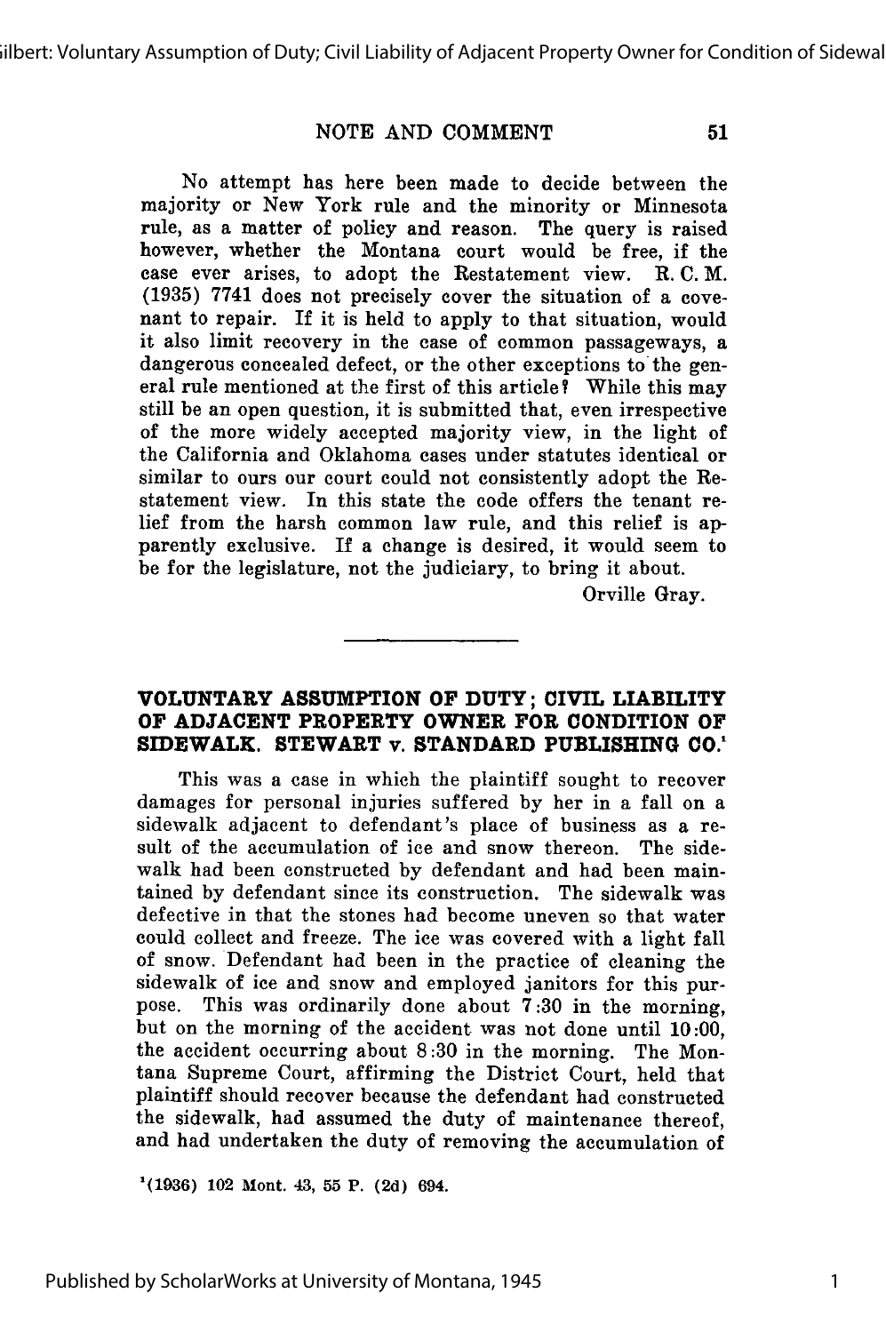No attempt has here been made to decide between the majority or New York rule and the minority or Minnesota rule, as a matter of policy and reason. The query is raised however, whether the Montana court would be free, if the case ever arises, to adopt the Restatement view. R. C. M. (1935) 7741 does not precisely cover the situation of a covenant to repair. If it is held to apply to that situation, would it also limit recovery in the case of common passageways, a dangerous concealed defect, or the other exceptions to the general rule mentioned at the first of this article? While this may still be an open question, it is submitted that, even irrespective of the more widely accepted majority view, in the light of the California and Oklahoma cases under statutes identical or similar to ours our court could not consistently adopt the Restatement view. In this state the code offers the tenant relief from the harsh common law rule, and this relief is apparently exclusive. If a change is desired, it would seem to be for the legislature, not the judiciary, to bring it about.

Orville Gray.

---

## VOLUNTARY ASSUMPTION OF DUTY; CIVIL LIABILITY OF ADJACENT PROPERTY OWNER FOR CONDITION OF SIDEWALK. STEWART v. STANDARD PUBLISHING CO.[1]

This was a case in which the plaintiff sought to recover damages for personal injuries suffered by her in a fall on a sidewalk adjacent to defendant's place of business as a result of the accumulation of ice and snow thereon. The sidewalk had been constructed by defendant and had been maintained by defendant since its construction. The sidewalk was defective in that the stones had become uneven so that water could collect and freeze. The ice was covered with a light fall of snow. Defendant had been in the practice of cleaning the sidewalk of ice and snow and employed janitors for this purpose. This was ordinarily done about 7:30 in the morning, but on the morning of the accident was not done until 10:00, the accident occurring about 8:30 in the morning. The Montana Supreme Court, affirming the District Court, held that plaintiff should recover because the defendant had constructed the sidewalk, had assumed the duty of maintenance thereof, and had undertaken the duty of removing the accumulation of

[1](1936) 102 Mont. 43, 55 P. (2d) 694.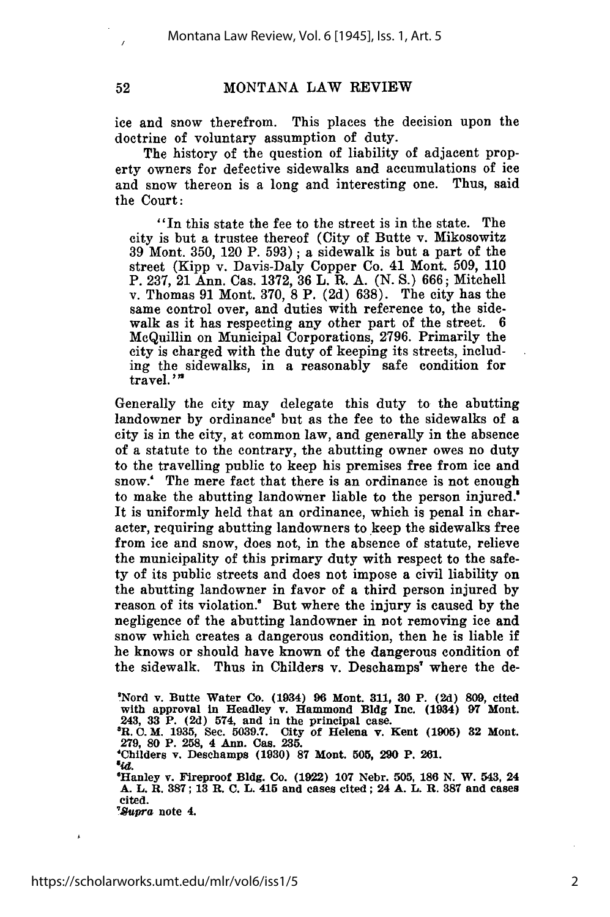ice and snow therefrom. This places the decision upon the doctrine of voluntary assumption of duty.

The history of the question of liability of adjacent property owners for defective sidewalks and accumulations of ice and snow thereon is a long and interesting one. Thus, said the Court:

> "In this state the fee to the street is in the state. The city is but a trustee thereof (City of Butte v. Mikosowitz 39 Mont. 350, 120 P. 593); a sidewalk is but a part of the street (Kipp v. Davis-Daly Copper Co. 41 Mont. 509, 110 P. 237, 21 Ann. Cas. 1372, 36 L. R. A. (N. S.) 666; Mitchell v. Thomas 91 Mont. 370, 8 P. (2d) 638). The city has the same control over, and duties with reference to, the sidewalk as it has respecting any other part of the street. 6 McQuillin on Municipal Corporations, 2796. Primarily the city is charged with the duty of keeping its streets, including the sidewalks, in a reasonably safe condition for travel."[2]

Generally the city may delegate this duty to the abutting landowner by ordinance[3] but as the fee to the sidewalks of a city is in the city, at common law, and generally in the absence of a statute to the contrary, the abutting owner owes no duty to the travelling public to keep his premises free from ice and snow.[4] The mere fact that there is an ordinance is not enough to make the abutting landowner liable to the person injured.[5] It is uniformly held that an ordinance, which is penal in character, requiring abutting landowners to keep the sidewalks free from ice and snow, does not, in the absence of statute, relieve the municipality of this primary duty with respect to the safety of its public streets and does not impose a civil liability on the abutting landowner in favor of a third person injured by reason of its violation.[6] But where the injury is caused by the negligence of the abutting landowner in not removing ice and snow which creates a dangerous condition, then he is liable if he knows or should have known of the dangerous condition of the sidewalk. Thus in Childers v. Deschamps[7] where the de-

---

[2]Nord v. Butte Water Co. (1934) 96 Mont. 311, 30 P. (2d) 809, cited with approval in Headley v. Hammond Bldg Inc. (1934) 97 Mont. 243, 33 P. (2d) 574, and in the principal case.

[3]R. C. M. 1935, Sec. 5039.7. City of Helena v. Kent (1905) 32 Mont. 279, 80 P. 258, 4 Ann. Cas. 235.

[4]Childers v. Deschamps (1930) 87 Mont. 505, 290 P. 261.

[5]*Id.*

[6]Hanley v. Fireproof Bldg. Co. (1922) 107 Nebr. 505, 186 N. W. 543, 24 A. L. R. 387; 13 R. C. L. 415 and cases cited; 24 A. L. R. 387 and cases cited.

[7]*Supra* note 4.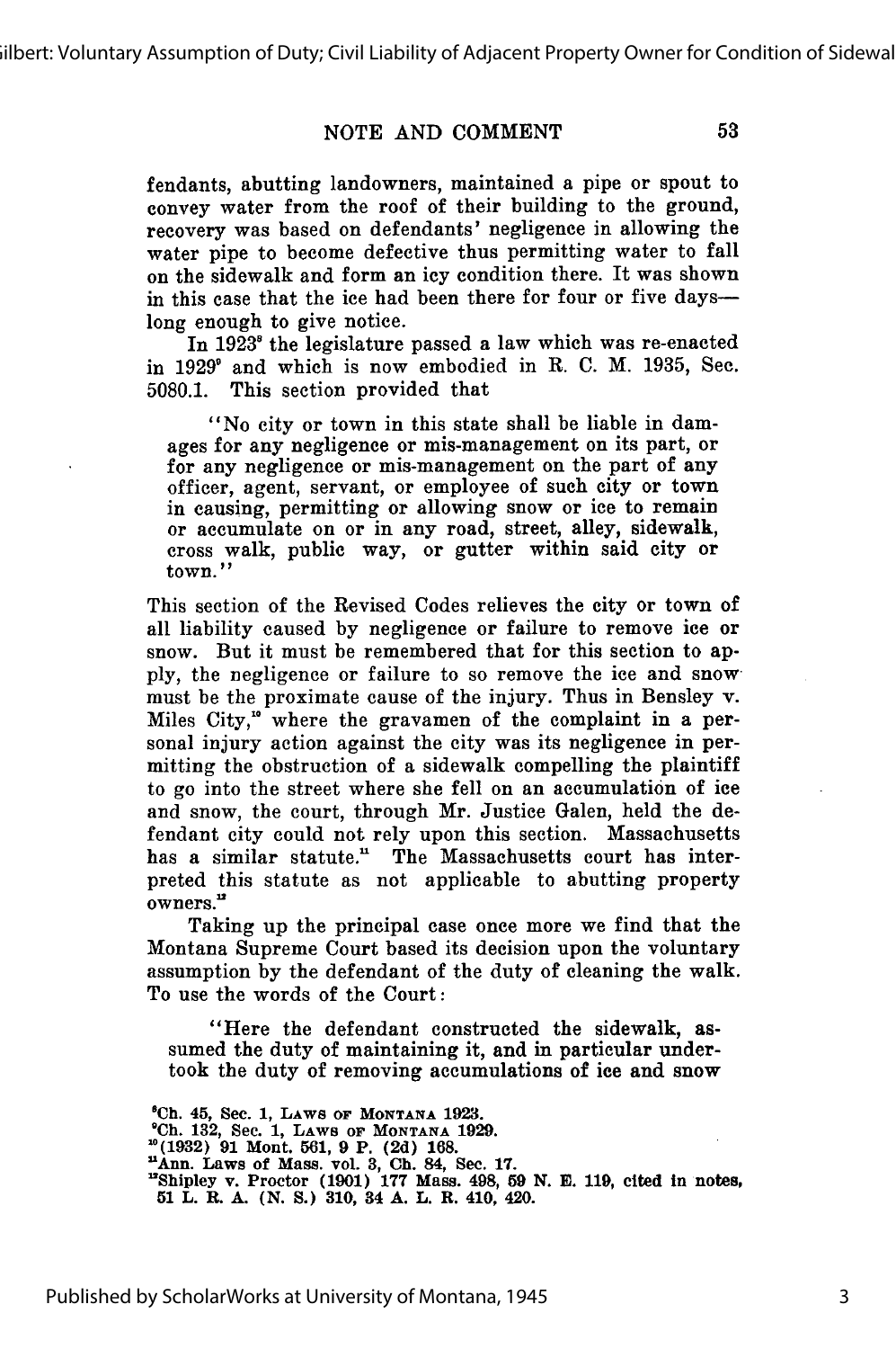fendants, abutting landowners, maintained a pipe or spout to convey water from the roof of their building to the ground, recovery was based on defendants' negligence in allowing the water pipe to become defective thus permitting water to fall on the sidewalk and form an icy condition there. It was shown in this case that the ice had been there for four or five days—long enough to give notice.

In 1923[8] the legislature passed a law which was re-enacted in 1929[9] and which is now embodied in R. C. M. 1935, Sec. 5080.1. This section provided that

> "No city or town in this state shall be liable in damages for any negligence or mis-management on its part, or for any negligence or mis-management on the part of any officer, agent, servant, or employee of such city or town in causing, permitting or allowing snow or ice to remain or accumulate on or in any road, street, alley, sidewalk, cross walk, public way, or gutter within said city or town."

This section of the Revised Codes relieves the city or town of all liability caused by negligence or failure to remove ice or snow. But it must be remembered that for this section to apply, the negligence or failure to so remove the ice and snow must be the proximate cause of the injury. Thus in Bensley v. Miles City,[10] where the gravamen of the complaint in a personal injury action against the city was its negligence in permitting the obstruction of a sidewalk compelling the plaintiff to go into the street where she fell on an accumulation of ice and snow, the court, through Mr. Justice Galen, held the defendant city could not rely upon this section. Massachusetts has a similar statute.[11] The Massachusetts court has interpreted this statute as not applicable to abutting property owners.[12]

Taking up the principal case once more we find that the Montana Supreme Court based its decision upon the voluntary assumption by the defendant of the duty of cleaning the walk. To use the words of the Court:

> "Here the defendant constructed the sidewalk, assumed the duty of maintaining it, and in particular undertook the duty of removing accumulations of ice and snow

---

[8] Ch. 45, Sec. 1, LAWS OF MONTANA 1923.

[9] Ch. 132, Sec. 1, LAWS OF MONTANA 1929.

[10] (1932) 91 Mont. 561, 9 P. (2d) 168.

[11] Ann. Laws of Mass. vol. 3, Ch. 84, Sec. 17.

[12] Shipley v. Proctor (1901) 177 Mass. 498, 59 N. E. 119, cited in notes, 51 L. R. A. (N. S.) 310, 34 A. L. R. 410, 420.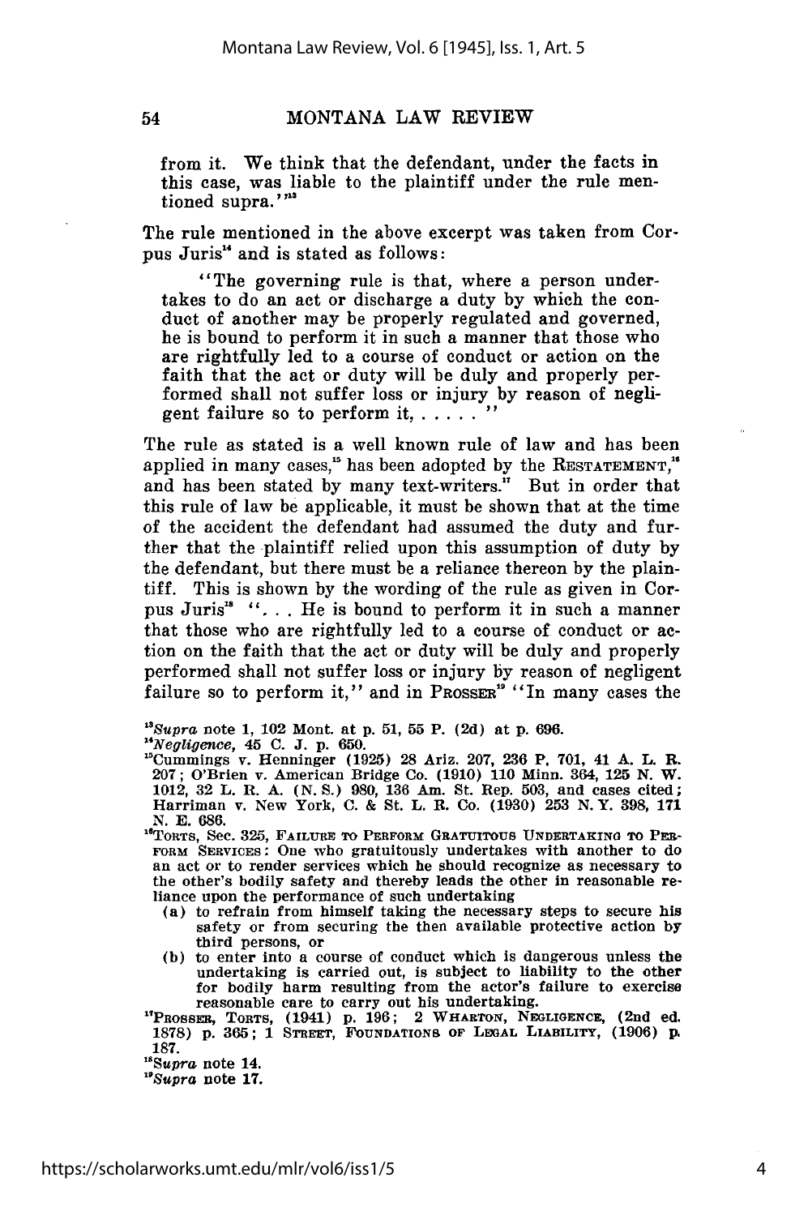from it. We think that the defendant, under the facts in this case, was liable to the plaintiff under the rule mentioned supra.'"[13]

The rule mentioned in the above excerpt was taken from Corpus Juris[14] and is stated as follows:

> "The governing rule is that, where a person undertakes to do an act or discharge a duty by which the conduct of another may be properly regulated and governed, he is bound to perform it in such a manner that those who are rightfully led to a course of conduct or action on the faith that the act or duty will be duly and properly performed shall not suffer loss or injury by reason of negligent failure so to perform it, . . . . . "

The rule as stated is a well known rule of law and has been applied in many cases,[15] has been adopted by the RESTATEMENT,[16] and has been stated by many text-writers.[17] But in order that this rule of law be applicable, it must be shown that at the time of the accident the defendant had assumed the duty and further that the plaintiff relied upon this assumption of duty by the defendant, but there must be a reliance thereon by the plaintiff. This is shown by the wording of the rule as given in Corpus Juris[18] ". . . He is bound to perform it in such a manner that those who are rightfully led to a course of conduct or action on the faith that the act or duty will be duly and properly performed shall not suffer loss or injury by reason of negligent failure so to perform it," and in PROSSER[19] "In many cases the

---

[13] *Supra* note 1, 102 Mont. at p. 51, 55 P. (2d) at p. 696.

[14] *Negligence*, 45 C. J. p. 650.

[15] Cummings v. Henninger (1925) 28 Ariz. 207, 236 P. 701, 41 A. L. R. 207; O'Brien v. American Bridge Co. (1910) 110 Minn. 364, 125 N. W. 1012, 32 L. R. A. (N. S.) 980, 136 Am. St. Rep. 503, and cases cited; Harriman v. New York, C. & St. L. R. Co. (1930) 253 N. Y. 398, 171 N. E. 686.

[16] TORTS, Sec. 325, FAILURE TO PERFORM GRATUITOUS UNDERTAKING TO PERFORM SERVICES: One who gratuitously undertakes with another to do an act or to render services which he should recognize as necessary to the other's bodily safety and thereby leads the other in reasonable reliance upon the performance of such undertaking

(a) to refrain from himself taking the necessary steps to secure his safety or from securing the then available protective action by third persons, or

(b) to enter into a course of conduct which is dangerous unless the undertaking is carried out, is subject to liability to the other for bodily harm resulting from the actor's failure to exercise reasonable care to carry out his undertaking.

[17] PROSSER, TORTS, (1941) p. 196; 2 WHARTON, NEGLIGENCE, (2nd ed. 1878) p. 365; 1 STREET, FOUNDATIONS OF LEGAL LIABILITY, (1906) p. 187.

[18] *Supra* note 14.

[19] *Supra* note 17.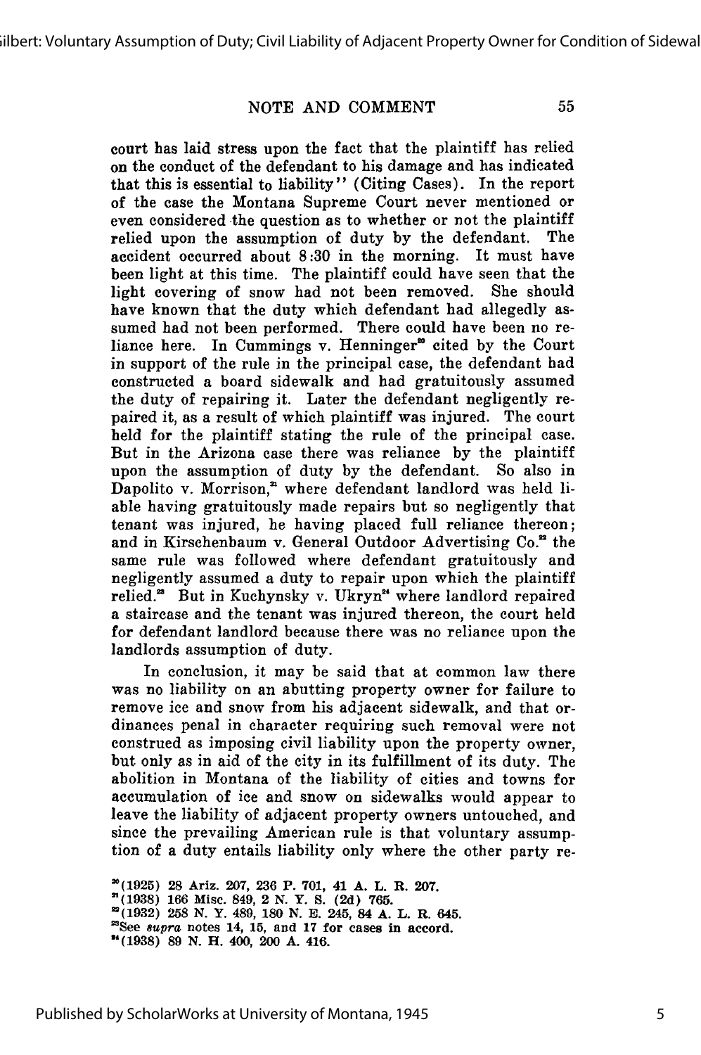court has laid stress upon the fact that the plaintiff has relied on the conduct of the defendant to his damage and has indicated that this is essential to liability" (Citing Cases). In the report of the case the Montana Supreme Court never mentioned or even considered the question as to whether or not the plaintiff relied upon the assumption of duty by the defendant. The accident occurred about 8:30 in the morning. It must have been light at this time. The plaintiff could have seen that the light covering of snow had not been removed. She should have known that the duty which defendant had allegedly assumed had not been performed. There could have been no reliance here. In Cummings v. Henninger[20] cited by the Court in support of the rule in the principal case, the defendant had constructed a board sidewalk and had gratuitously assumed the duty of repairing it. Later the defendant negligently repaired it, as a result of which plaintiff was injured. The court held for the plaintiff stating the rule of the principal case. But in the Arizona case there was reliance by the plaintiff upon the assumption of duty by the defendant. So also in Dapolito v. Morrison,[21] where defendant landlord was held liable having gratuitously made repairs but so negligently that tenant was injured, he having placed full reliance thereon; and in Kirschenbaum v. General Outdoor Advertising Co.[22] the same rule was followed where defendant gratuitously and negligently assumed a duty to repair upon which the plaintiff relied.[23] But in Kuchynsky v. Ukryn[24] where landlord repaired a staircase and the tenant was injured thereon, the court held for defendant landlord because there was no reliance upon the landlords assumption of duty.

In conclusion, it may be said that at common law there was no liability on an abutting property owner for failure to remove ice and snow from his adjacent sidewalk, and that ordinances penal in character requiring such removal were not construed as imposing civil liability upon the property owner, but only as in aid of the city in its fulfillment of its duty. The abolition in Montana of the liability of cities and towns for accumulation of ice and snow on sidewalks would appear to leave the liability of adjacent property owners untouched, and since the prevailing American rule is that voluntary assumption of a duty entails liability only where the other party re-

[20](1925) 28 Ariz. 207, 236 P. 701, 41 A. L. R. 207.

[21](1938) 166 Misc. 849, 2 N. Y. S. (2d) 765.

[22](1932) 258 N. Y. 489, 180 N. E. 245, 84 A. L. R. 645.

[23]See *supra* notes 14, 15, and 17 for cases in accord.

[24](1938) 89 N. H. 400, 200 A. 416.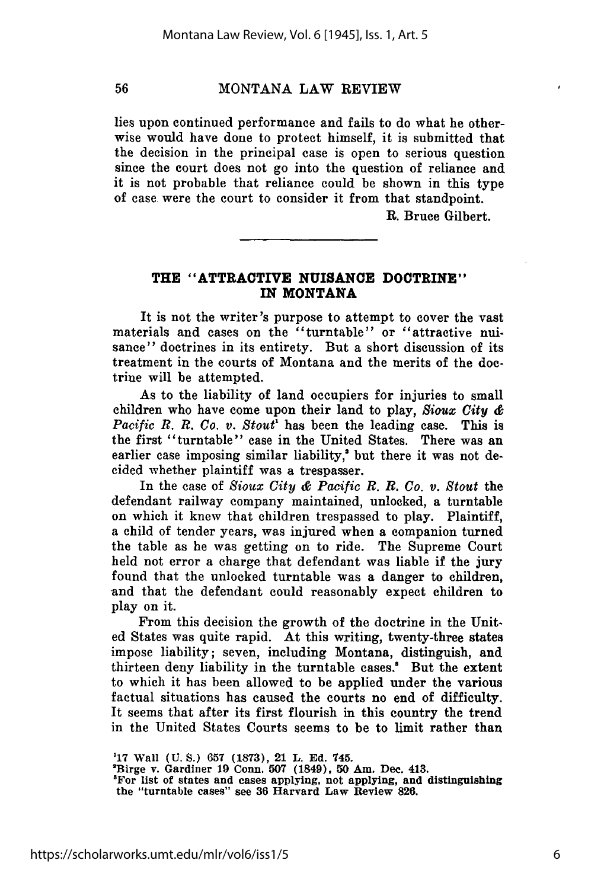lies upon continued performance and fails to do what he otherwise would have done to protect himself, it is submitted that the decision in the principal case is open to serious question since the court does not go into the question of reliance and it is not probable that reliance could be shown in this type of case were the court to consider it from that standpoint.

R. Bruce Gilbert.

---

## THE "ATTRACTIVE NUISANCE DOCTRINE" IN MONTANA

It is not the writer's purpose to attempt to cover the vast materials and cases on the "turntable" or "attractive nuisance" doctrines in its entirety. But a short discussion of its treatment in the courts of Montana and the merits of the doctrine will be attempted.

As to the liability of land occupiers for injuries to small children who have come upon their land to play, *Sioux City & Pacific R. R. Co. v. Stout*[1] has been the leading case. This is the first "turntable" case in the United States. There was an earlier case imposing similar liability,[2] but there it was not decided whether plaintiff was a trespasser.

In the case of *Sioux City & Pacific R. R. Co. v. Stout* the defendant railway company maintained, unlocked, a turntable on which it knew that children trespassed to play. Plaintiff, a child of tender years, was injured when a companion turned the table as he was getting on to ride. The Supreme Court held not error a charge that defendant was liable if the jury found that the unlocked turntable was a danger to children, and that the defendant could reasonably expect children to play on it.

From this decision the growth of the doctrine in the United States was quite rapid. At this writing, twenty-three states impose liability; seven, including Montana, distinguish, and thirteen deny liability in the turntable cases.[3] But the extent to which it has been allowed to be applied under the various factual situations has caused the courts no end of difficulty. It seems that after its first flourish in this country the trend in the United States Courts seems to be to limit rather than

[1] 17 Wall (U. S.) 657 (1873), 21 L. Ed. 745.

[2] Birge v. Gardiner 19 Conn. 507 (1849), 50 Am. Dec. 413.

[3] For list of states and cases applying, not applying, and distinguishing the "turntable cases" see 36 Harvard Law Review 826.